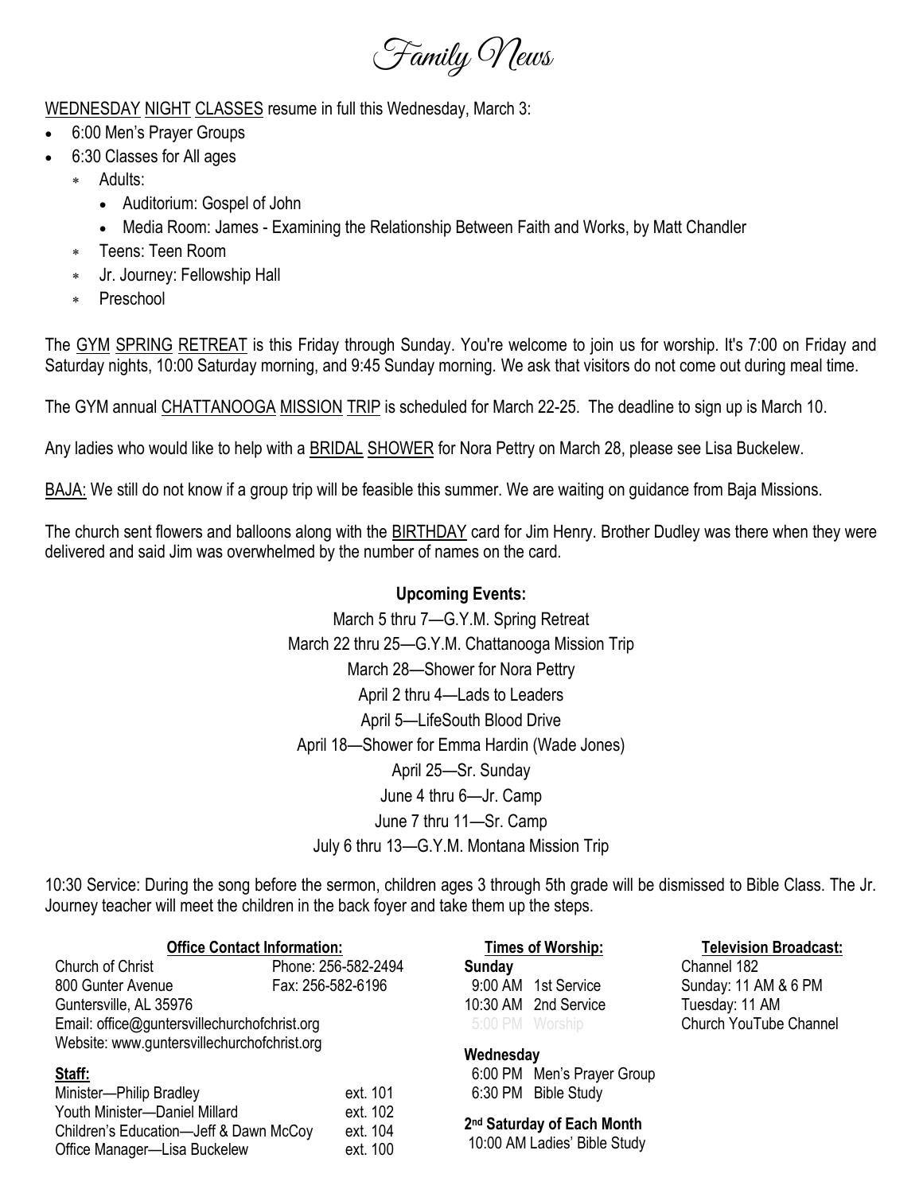# Family News

<u>WEDNESDAY NIGHT CLASSES</u> resume in full this Wednesday, March 3:

- 6:00 Men's Prayer Groups
- 6:30 Classes for All ages
  - Adults:
    - Auditorium: Gospel of John
    - Media Room: James - Examining the Relationship Between Faith and Works, by Matt Chandler
  - Teens: Teen Room
  - Jr. Journey: Fellowship Hall
  - Preschool

The <u>GYM SPRING RETREAT</u> is this Friday through Sunday. You're welcome to join us for worship. It's 7:00 on Friday and Saturday nights, 10:00 Saturday morning, and 9:45 Sunday morning. We ask that visitors do not come out during meal time.

The GYM annual <u>CHATTANOOGA MISSION TRIP</u> is scheduled for March 22-25. The deadline to sign up is March 10.

Any ladies who would like to help with a <u>BRIDAL SHOWER</u> for Nora Pettry on March 28, please see Lisa Buckelew.

<u>BAJA:</u> We still do not know if a group trip will be feasible this summer. We are waiting on guidance from Baja Missions.

The church sent flowers and balloons along with the <u>BIRTHDAY</u> card for Jim Henry. Brother Dudley was there when they were delivered and said Jim was overwhelmed by the number of names on the card.

**Upcoming Events:**

March 5 thru 7—G.Y.M. Spring Retreat
March 22 thru 25—G.Y.M. Chattanooga Mission Trip
March 28—Shower for Nora Pettry
April 2 thru 4—Lads to Leaders
April 5—LifeSouth Blood Drive
April 18—Shower for Emma Hardin (Wade Jones)
April 25—Sr. Sunday
June 4 thru 6—Jr. Camp
June 7 thru 11—Sr. Camp
July 6 thru 13—G.Y.M. Montana Mission Trip

10:30 Service: During the song before the sermon, children ages 3 through 5th grade will be dismissed to Bible Class. The Jr. Journey teacher will meet the children in the back foyer and take them up the steps.

**<u>Office Contact Information:</u>**

Church of Christ — Phone: 256-582-2494
800 Gunter Avenue — Fax: 256-582-6196
Guntersville, AL 35976
Email: office@guntersvillechurchofchrist.org
Website: www.guntersvillechurchofchrist.org

**<u>Staff:</u>**

| | |
|---|---|
| Minister—Philip Bradley | ext. 101 |
| Youth Minister—Daniel Millard | ext. 102 |
| Children's Education—Jeff & Dawn McCoy | ext. 104 |
| Office Manager—Lisa Buckelew | ext. 100 |

**<u>Times of Worship:</u>**

**Sunday**
9:00 AM 1st Service
10:30 AM 2nd Service
5:00 PM Worship

**Wednesday**
6:00 PM Men's Prayer Group
6:30 PM Bible Study

**2nd Saturday of Each Month**
10:00 AM Ladies' Bible Study

**<u>Television Broadcast:</u>**

Channel 182
Sunday: 11 AM & 6 PM
Tuesday: 11 AM
Church YouTube Channel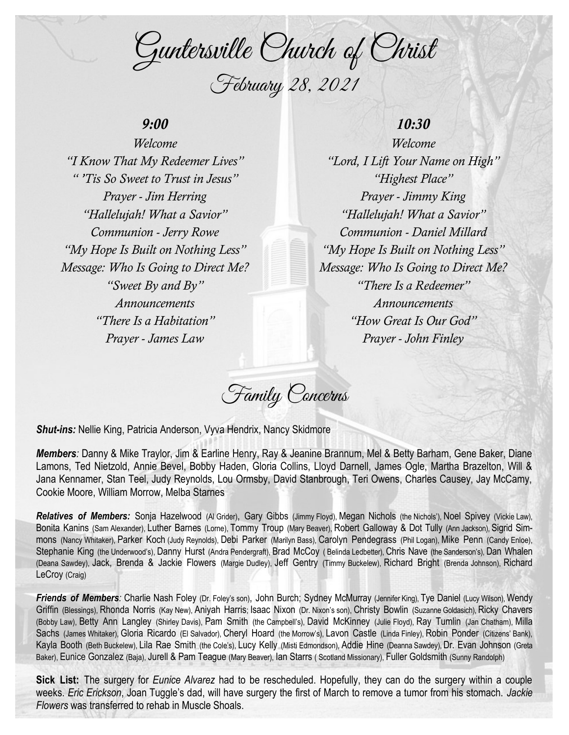# Guntersville Church of Christ

## February 28, 2021

### *9:00*

*Welcome*
*"I Know That My Redeemer Lives"*
*" 'Tis So Sweet to Trust in Jesus"*
*Prayer - Jim Herring*
*"Hallelujah! What a Savior"*
*Communion - Jerry Rowe*
*"My Hope Is Built on Nothing Less"*
*Message: Who Is Going to Direct Me?*
*"Sweet By and By"*
*Announcements*
*"There Is a Habitation"*
*Prayer - James Law*

### *10:30*

*Welcome*
*"Lord, I Lift Your Name on High"*
*"Highest Place"*
*Prayer - Jimmy King*
*"Hallelujah! What a Savior"*
*Communion - Daniel Millard*
*"My Hope Is Built on Nothing Less"*
*Message: Who Is Going to Direct Me?*
*"There Is a Redeemer"*
*Announcements*
*"How Great Is Our God"*
*Prayer - John Finley*

## Family Concerns

***Shut-ins:*** Nellie King, Patricia Anderson, Vyva Hendrix, Nancy Skidmore

***Members**:* Danny & Mike Traylor, Jim & Earline Henry, Ray & Jeanine Brannum, Mel & Betty Barham, Gene Baker, Diane Lamons, Ted Nietzold, Annie Bevel, Bobby Haden, Gloria Collins, Lloyd Darnell, James Ogle, Martha Brazelton, Will & Jana Kennamer, Stan Teel, Judy Reynolds, Lou Ormsby, David Stanbrough, Teri Owens, Charles Causey, Jay McCamy, Cookie Moore, William Morrow, Melba Starnes

***Relatives of Members:*** Sonja Hazelwood (Al Grider), Gary Gibbs (Jimmy Floyd), Megan Nichols (the Nichols'), Noel Spivey (Vickie Law), Bonita Kanins (Sam Alexander), Luther Barnes (Lorne), Tommy Troup (Mary Beaver), Robert Galloway & Dot Tully (Ann Jackson), Sigrid Simmons (Nancy Whitaker), Parker Koch (Judy Reynolds), Debi Parker (Marilyn Bass), Carolyn Pendegrass (Phil Logan), Mike Penn (Candy Enloe), Stephanie King (the Underwood's), Danny Hurst (Andra Pendergraft), Brad McCoy ( Belinda Ledbetter), Chris Nave (the Sanderson's), Dan Whalen (Deana Sawdey), Jack, Brenda & Jackie Flowers (Margie Dudley), Jeff Gentry (Timmy Buckelew), Richard Bright (Brenda Johnson), Richard LeCroy (Craig)

***Friends of Members**:* Charlie Nash Foley (Dr. Foley's son), John Burch; Sydney McMurray (Jennifer King), Tye Daniel (Lucy Wilson), Wendy Griffin (Blessings), Rhonda Norris (Kay New), Aniyah Harris; Isaac Nixon (Dr. Nixon's son), Christy Bowlin (Suzanne Goldasich), Ricky Chavers (Bobby Law), Betty Ann Langley (Shirley Davis), Pam Smith (the Campbell's), David McKinney (Julie Floyd), Ray Tumlin (Jan Chatham), Milla Sachs (James Whitaker), Gloria Ricardo (El Salvador), Cheryl Hoard (the Morrow's), Lavon Castle (Linda Finley), Robin Ponder (Citizens' Bank), Kayla Booth (Beth Buckelew), Lila Rae Smith (the Cole's), Lucy Kelly (Misti Edmondson), Addie Hine (Deanna Sawdey), Dr. Evan Johnson (Greta Baker), Eunice Gonzalez (Baja), Jurell & Pam Teague (Mary Beaver), Ian Starrs ( Scotland Missionary), Fuller Goldsmith (Sunny Randolph)

**Sick List:** The surgery for *Eunice Alvarez* had to be rescheduled. Hopefully, they can do the surgery within a couple weeks. *Eric Erickson*, Joan Tuggle's dad, will have surgery the first of March to remove a tumor from his stomach. *Jackie Flowers* was transferred to rehab in Muscle Shoals.